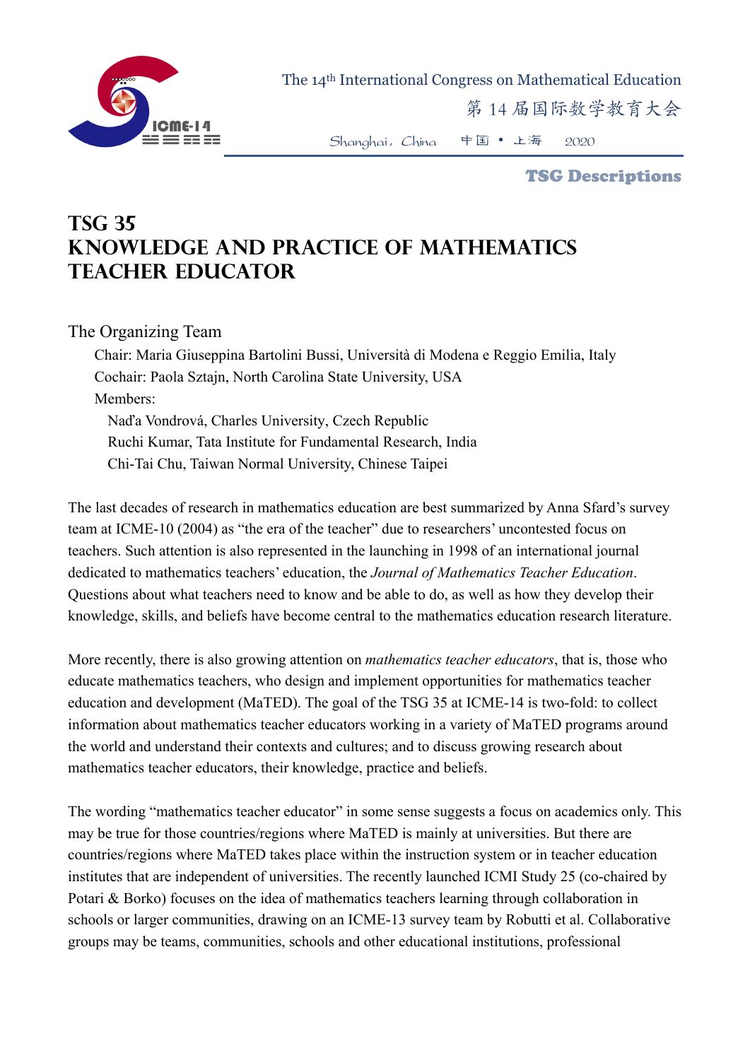# TSG 35
# KNOWLEDGE AND PRACTICE OF MATHEMATICS TEACHER EDUCATOR

The Organizing Team

Chair: Maria Giuseppina Bartolini Bussi, Università di Modena e Reggio Emilia, Italy
Cochair: Paola Sztajn, North Carolina State University, USA
Members:
Naďa Vondrová, Charles University, Czech Republic
Ruchi Kumar, Tata Institute for Fundamental Research, India
Chi-Tai Chu, Taiwan Normal University, Chinese Taipei

The last decades of research in mathematics education are best summarized by Anna Sfard's survey team at ICME-10 (2004) as "the era of the teacher" due to researchers' uncontested focus on teachers. Such attention is also represented in the launching in 1998 of an international journal dedicated to mathematics teachers' education, the *Journal of Mathematics Teacher Education*. Questions about what teachers need to know and be able to do, as well as how they develop their knowledge, skills, and beliefs have become central to the mathematics education research literature.

More recently, there is also growing attention on *mathematics teacher educators*, that is, those who educate mathematics teachers, who design and implement opportunities for mathematics teacher education and development (MaTED). The goal of the TSG 35 at ICME-14 is two-fold: to collect information about mathematics teacher educators working in a variety of MaTED programs around the world and understand their contexts and cultures; and to discuss growing research about mathematics teacher educators, their knowledge, practice and beliefs.

The wording "mathematics teacher educator" in some sense suggests a focus on academics only. This may be true for those countries/regions where MaTED is mainly at universities. But there are countries/regions where MaTED takes place within the instruction system or in teacher education institutes that are independent of universities. The recently launched ICMI Study 25 (co-chaired by Potari & Borko) focuses on the idea of mathematics teachers learning through collaboration in schools or larger communities, drawing on an ICME-13 survey team by Robutti et al. Collaborative groups may be teams, communities, schools and other educational institutions, professional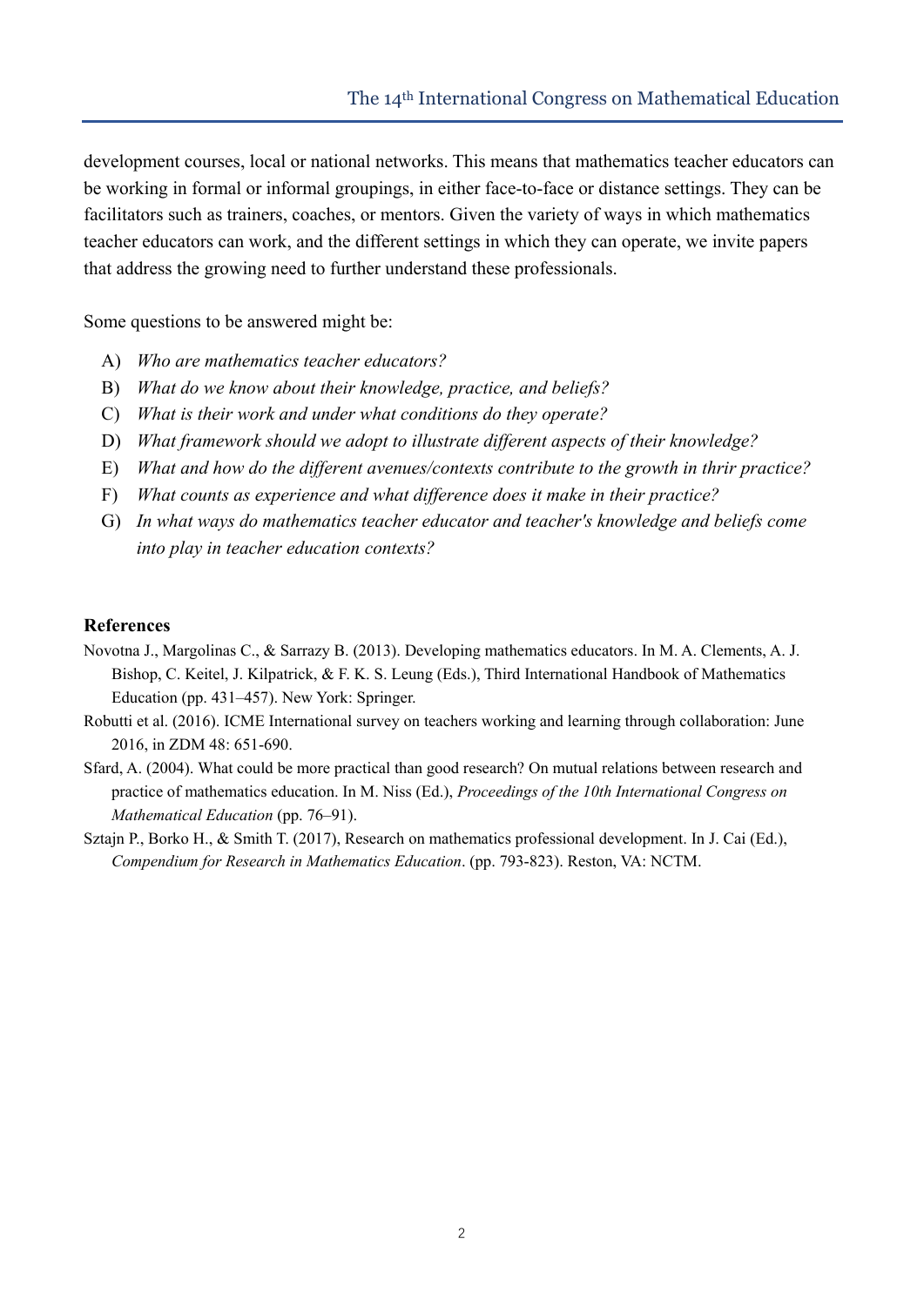development courses, local or national networks. This means that mathematics teacher educators can be working in formal or informal groupings, in either face-to-face or distance settings. They can be facilitators such as trainers, coaches, or mentors. Given the variety of ways in which mathematics teacher educators can work, and the different settings in which they can operate, we invite papers that address the growing need to further understand these professionals.

Some questions to be answered might be:

A) *Who are mathematics teacher educators?*
B) *What do we know about their knowledge, practice, and beliefs?*
C) *What is their work and under what conditions do they operate?*
D) *What framework should we adopt to illustrate different aspects of their knowledge?*
E) *What and how do the different avenues/contexts contribute to the growth in thrir practice?*
F) *What counts as experience and what difference does it make in their practice?*
G) *In what ways do mathematics teacher educator and teacher's knowledge and beliefs come into play in teacher education contexts?*

**References**

Novotna J., Margolinas C., & Sarrazy B. (2013). Developing mathematics educators. In M. A. Clements, A. J. Bishop, C. Keitel, J. Kilpatrick, & F. K. S. Leung (Eds.), Third International Handbook of Mathematics Education (pp. 431–457). New York: Springer.

Robutti et al. (2016). ICME International survey on teachers working and learning through collaboration: June 2016, in ZDM 48: 651-690.

Sfard, A. (2004). What could be more practical than good research? On mutual relations between research and practice of mathematics education. In M. Niss (Ed.), *Proceedings of the 10th International Congress on Mathematical Education* (pp. 76–91).

Sztajn P., Borko H., & Smith T. (2017), Research on mathematics professional development. In J. Cai (Ed.), *Compendium for Research in Mathematics Education*. (pp. 793-823). Reston, VA: NCTM.